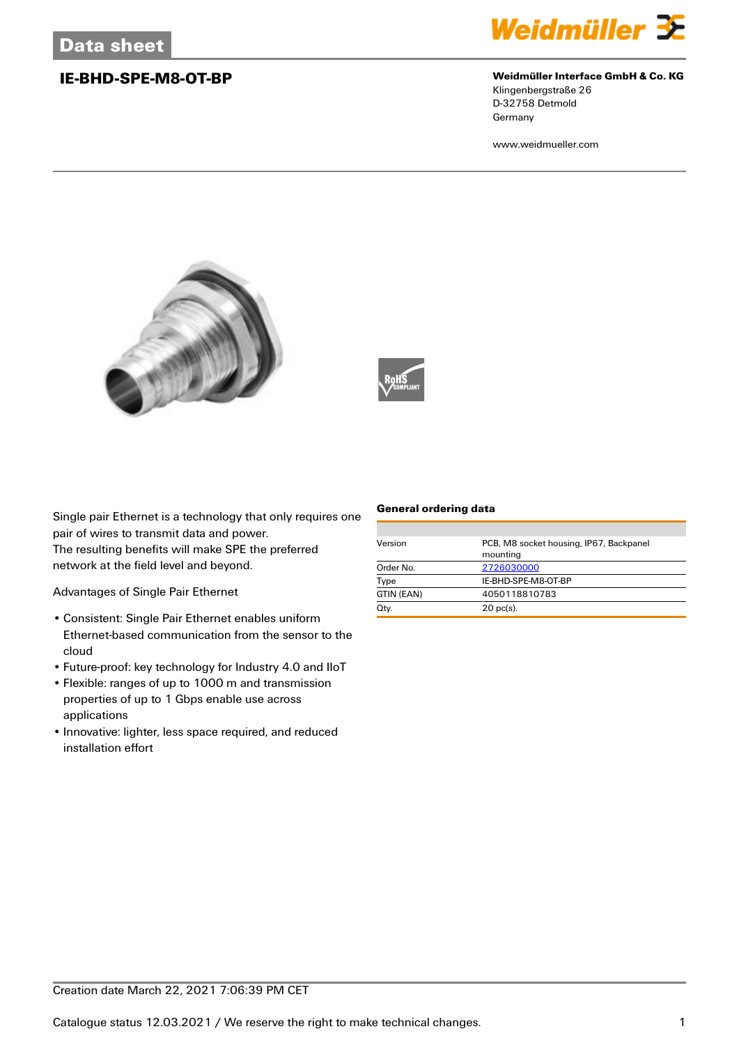# Data sheet

## IE-BHD-SPE-M8-OT-BP

**Weidmüller Interface GmbH & Co. KG**
Klingenbergstraße 26
D-32758 Detmold
Germany

www.weidmueller.com

Single pair Ethernet is a technology that only requires one pair of wires to transmit data and power.
The resulting benefits will make SPE the preferred network at the field level and beyond.

Advantages of Single Pair Ethernet

- Consistent: Single Pair Ethernet enables uniform Ethernet-based communication from the sensor to the cloud
- Future-proof: key technology for Industry 4.0 and IIoT
- Flexible: ranges of up to 1000 m and transmission properties of up to 1 Gbps enable use across applications
- Innovative: lighter, less space required, and reduced installation effort

### General ordering data

| | |
|---|---|
| Version | PCB, M8 socket housing, IP67, Backpanel mounting |
| Order No. | 2726030000 |
| Type | IE-BHD-SPE-M8-OT-BP |
| GTIN (EAN) | 4050118810783 |
| Qty. | 20 pc(s). |

Creation date March 22, 2021 7:06:39 PM CET

Catalogue status 12.03.2021 / We reserve the right to make technical changes.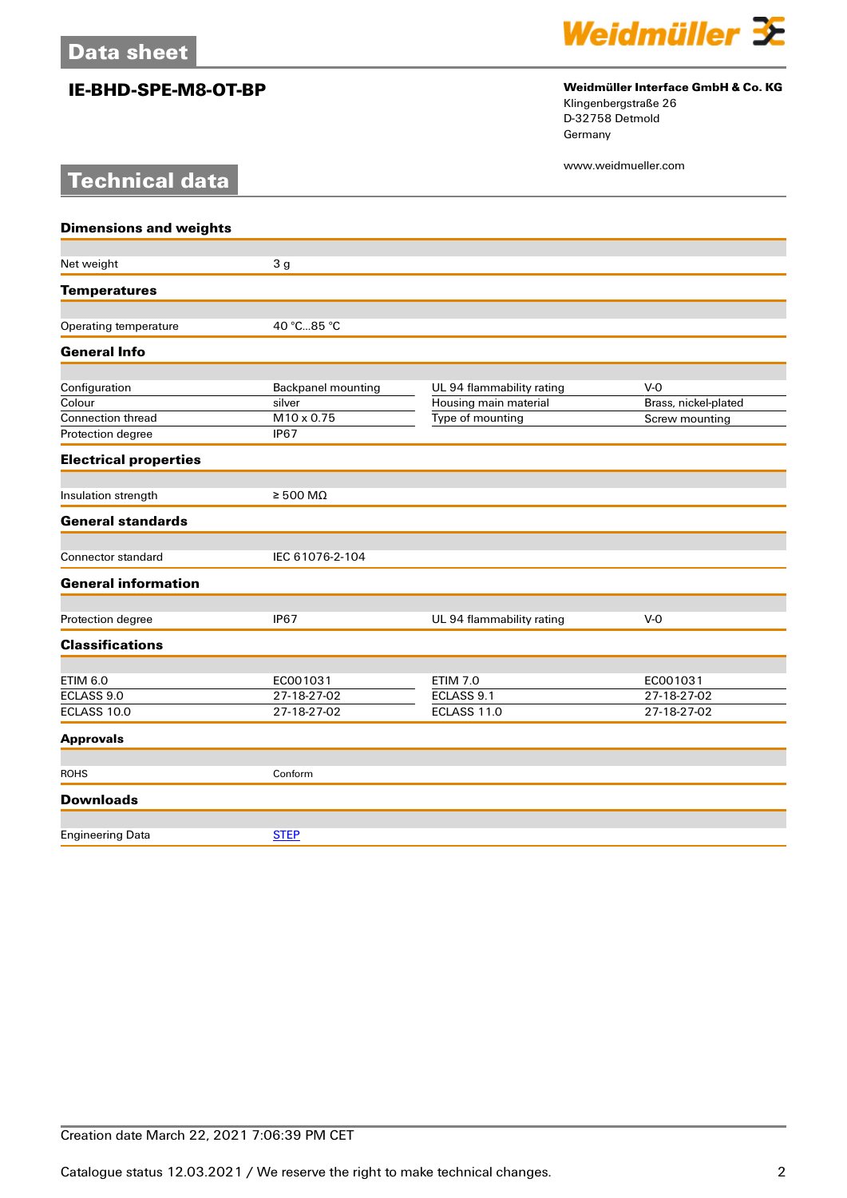# Data sheet

## IE-BHD-SPE-M8-OT-BP

**Weidmüller Interface GmbH & Co. KG**
Klingenbergstraße 26
D-32758 Detmold
Germany

www.weidmueller.com

# Technical data

### Dimensions and weights

| | |
|---|---|
| Net weight | 3 g |

### Temperatures

| | |
|---|---|
| Operating temperature | 40 °C...85 °C |

### General Info

| | | | |
|---|---|---|---|
| Configuration | Backpanel mounting | UL 94 flammability rating | V-0 |
| Colour | silver | Housing main material | Brass, nickel-plated |
| Connection thread | M10 x 0.75 | Type of mounting | Screw mounting |
| Protection degree | IP67 | | |

### Electrical properties

| | |
|---|---|
| Insulation strength | ≥ 500 MΩ |

### General standards

| | |
|---|---|
| Connector standard | IEC 61076-2-104 |

### General information

| | | | |
|---|---|---|---|
| Protection degree | IP67 | UL 94 flammability rating | V-0 |

### Classifications

| | | | |
|---|---|---|---|
| ETIM 6.0 | EC001031 | ETIM 7.0 | EC001031 |
| ECLASS 9.0 | 27-18-27-02 | ECLASS 9.1 | 27-18-27-02 |
| ECLASS 10.0 | 27-18-27-02 | ECLASS 11.0 | 27-18-27-02 |

### Approvals

| | |
|---|---|
| ROHS | Conform |

### Downloads

| | |
|---|---|
| Engineering Data | STEP |

Creation date March 22, 2021 7:06:39 PM CET

Catalogue status 12.03.2021 / We reserve the right to make technical changes.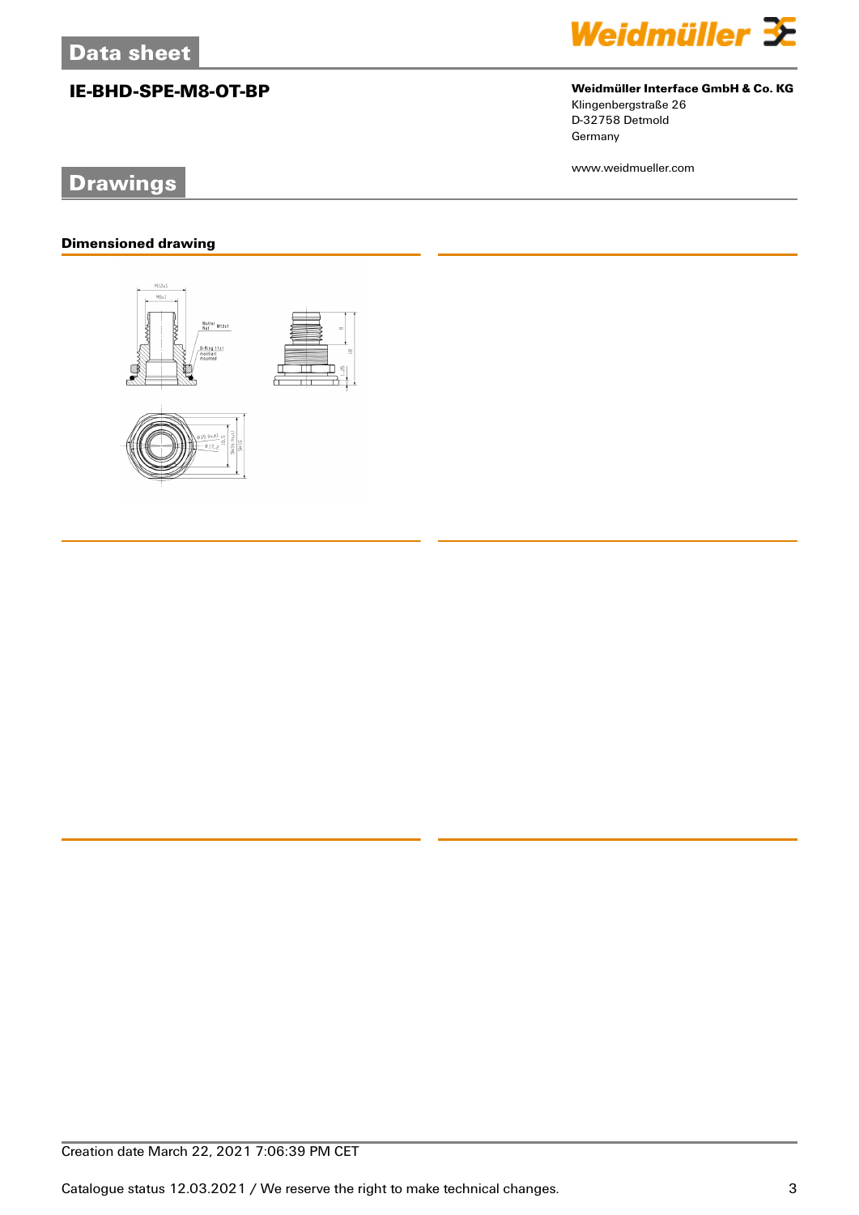# Data sheet

## IE-BHD-SPE-M8-OT-BP

**Weidmüller Interface GmbH & Co. KG**
Klingenbergstraße 26
D-32758 Detmold
Germany

www.weidmueller.com

# Drawings

### Dimensioned drawing

M12x1
M8x1
Mutter Nut M12x1
O-Ring 11x1 montiert mounted
8
18
2,25
⌀ 15,9+0,1
0,5
⌀ 17,5
SW16 (nut)
SW16

Creation date March 22, 2021 7:06:39 PM CET

Catalogue status 12.03.2021 / We reserve the right to make technical changes.